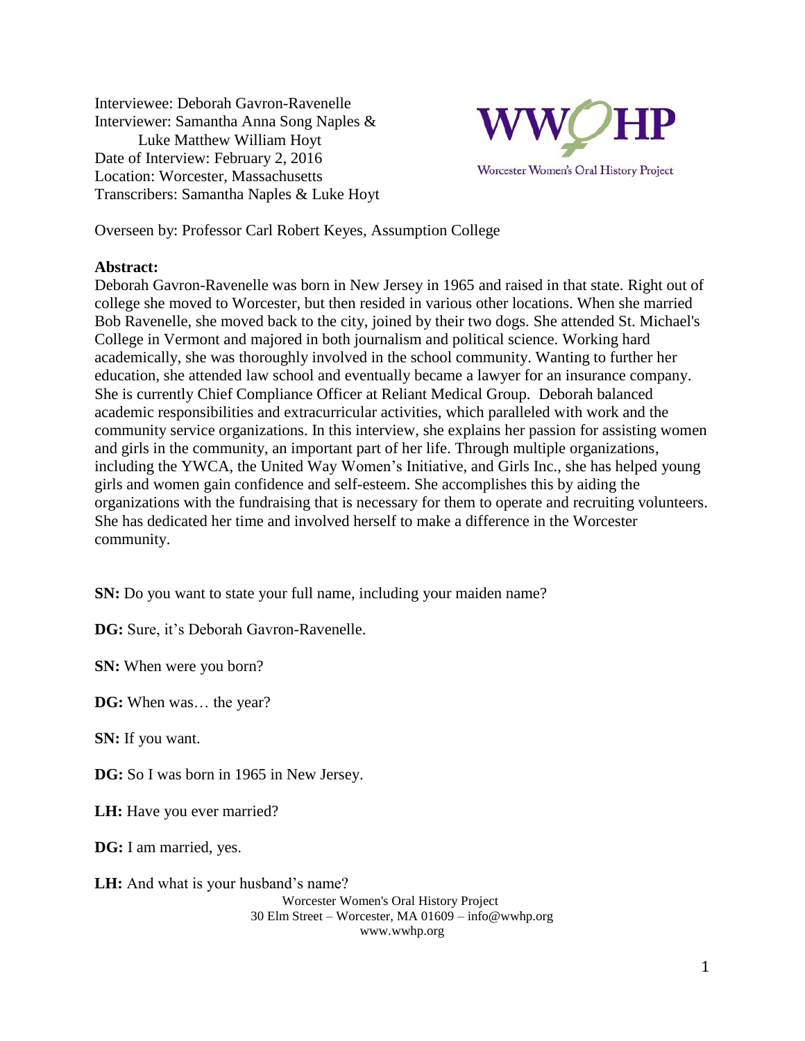Interviewee: Deborah Gavron-Ravenelle
Interviewer: Samantha Anna Song Naples & Luke Matthew William Hoyt
Date of Interview: February 2, 2016
Location: Worcester, Massachusetts
Transcribers: Samantha Naples & Luke Hoyt

WWHP
Worcester Women's Oral History Project

Overseen by: Professor Carl Robert Keyes, Assumption College

**Abstract:**
Deborah Gavron-Ravenelle was born in New Jersey in 1965 and raised in that state. Right out of college she moved to Worcester, but then resided in various other locations. When she married Bob Ravenelle, she moved back to the city, joined by their two dogs. She attended St. Michael's College in Vermont and majored in both journalism and political science. Working hard academically, she was thoroughly involved in the school community. Wanting to further her education, she attended law school and eventually became a lawyer for an insurance company. She is currently Chief Compliance Officer at Reliant Medical Group. Deborah balanced academic responsibilities and extracurricular activities, which paralleled with work and the community service organizations. In this interview, she explains her passion for assisting women and girls in the community, an important part of her life. Through multiple organizations, including the YWCA, the United Way Women's Initiative, and Girls Inc., she has helped young girls and women gain confidence and self-esteem. She accomplishes this by aiding the organizations with the fundraising that is necessary for them to operate and recruiting volunteers. She has dedicated her time and involved herself to make a difference in the Worcester community.

**SN:** Do you want to state your full name, including your maiden name?

**DG:** Sure, it's Deborah Gavron-Ravenelle.

**SN:** When were you born?

**DG:** When was… the year?

**SN:** If you want.

**DG:** So I was born in 1965 in New Jersey.

**LH:** Have you ever married?

**DG:** I am married, yes.

**LH:** And what is your husband's name?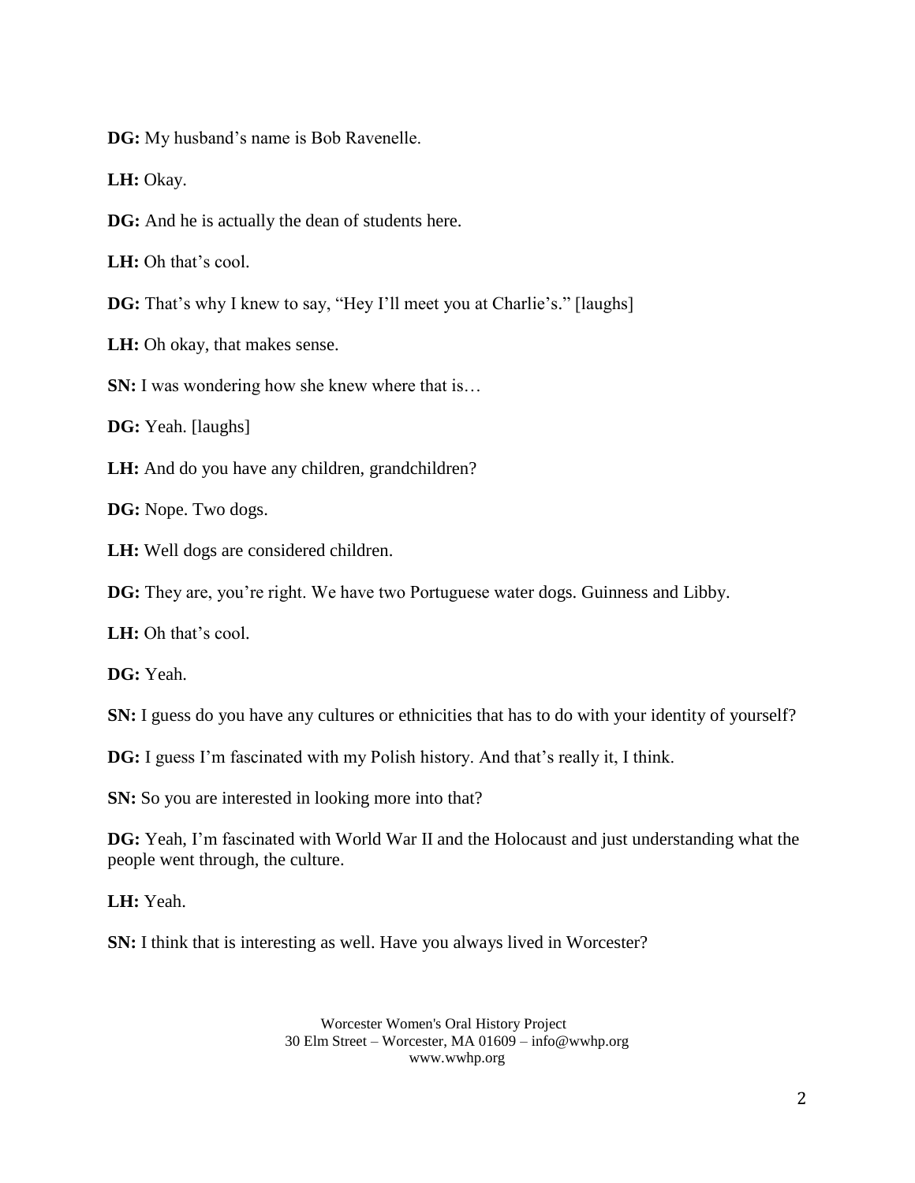**DG:** My husband's name is Bob Ravenelle.

**LH:** Okay.

**DG:** And he is actually the dean of students here.

**LH:** Oh that's cool.

**DG:** That's why I knew to say, "Hey I'll meet you at Charlie's." [laughs]

**LH:** Oh okay, that makes sense.

**SN:** I was wondering how she knew where that is…

**DG:** Yeah. [laughs]

**LH:** And do you have any children, grandchildren?

**DG:** Nope. Two dogs.

**LH:** Well dogs are considered children.

**DG:** They are, you're right. We have two Portuguese water dogs. Guinness and Libby.

**LH:** Oh that's cool.

**DG:** Yeah.

**SN:** I guess do you have any cultures or ethnicities that has to do with your identity of yourself?

**DG:** I guess I'm fascinated with my Polish history. And that's really it, I think.

**SN:** So you are interested in looking more into that?

**DG:** Yeah, I'm fascinated with World War II and the Holocaust and just understanding what the people went through, the culture.

**LH:** Yeah.

**SN:** I think that is interesting as well. Have you always lived in Worcester?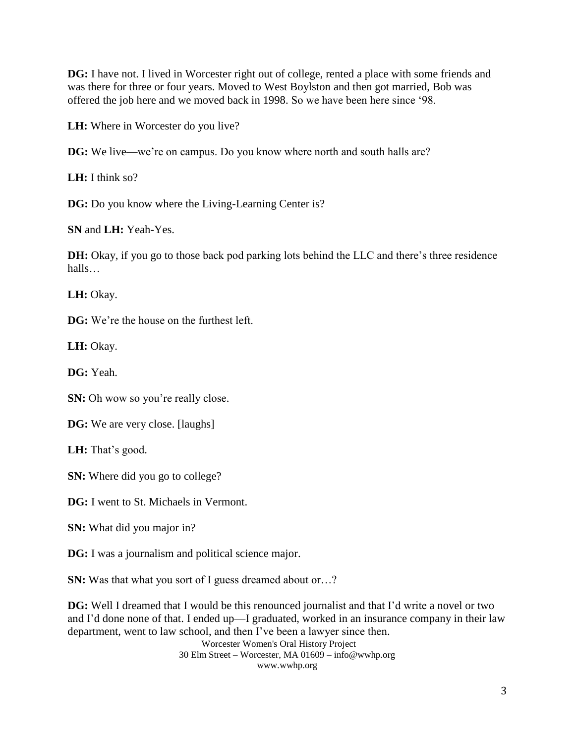**DG:** I have not. I lived in Worcester right out of college, rented a place with some friends and was there for three or four years. Moved to West Boylston and then got married, Bob was offered the job here and we moved back in 1998. So we have been here since '98.

**LH:** Where in Worcester do you live?

**DG:** We live—we're on campus. Do you know where north and south halls are?

**LH:** I think so?

**DG:** Do you know where the Living-Learning Center is?

**SN** and **LH:** Yeah-Yes.

**DH:** Okay, if you go to those back pod parking lots behind the LLC and there's three residence halls…

**LH:** Okay.

**DG:** We're the house on the furthest left.

**LH:** Okay.

**DG:** Yeah.

**SN:** Oh wow so you're really close.

**DG:** We are very close. [laughs]

**LH:** That's good.

**SN:** Where did you go to college?

**DG:** I went to St. Michaels in Vermont.

**SN:** What did you major in?

**DG:** I was a journalism and political science major.

**SN:** Was that what you sort of I guess dreamed about or…?

**DG:** Well I dreamed that I would be this renounced journalist and that I'd write a novel or two and I'd done none of that. I ended up—I graduated, worked in an insurance company in their law department, went to law school, and then I've been a lawyer since then.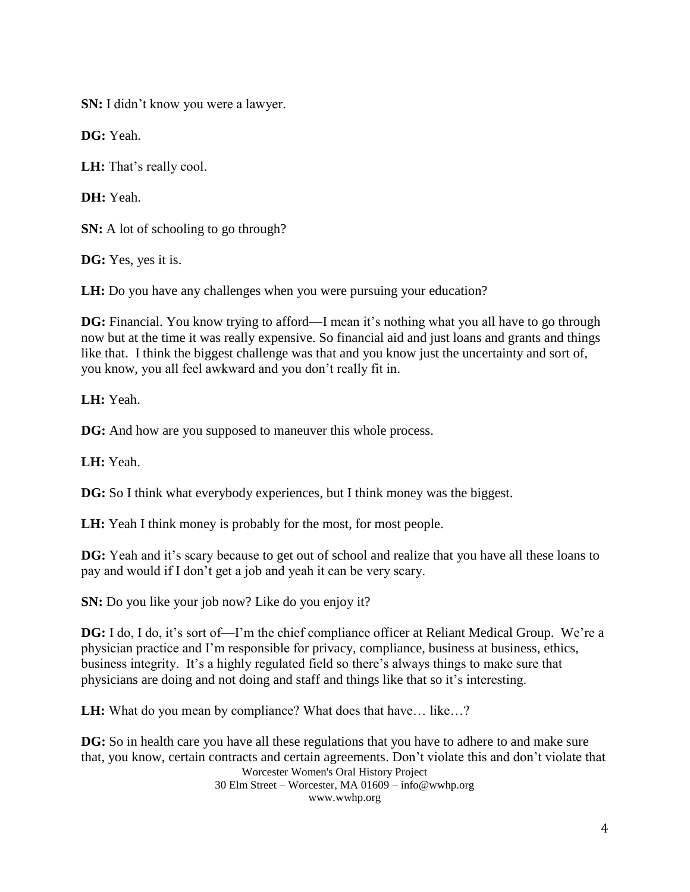**SN:** I didn't know you were a lawyer.

**DG:** Yeah.

**LH:** That's really cool.

**DH:** Yeah.

**SN:** A lot of schooling to go through?

**DG:** Yes, yes it is.

**LH:** Do you have any challenges when you were pursuing your education?

**DG:** Financial. You know trying to afford—I mean it's nothing what you all have to go through now but at the time it was really expensive. So financial aid and just loans and grants and things like that. I think the biggest challenge was that and you know just the uncertainty and sort of, you know, you all feel awkward and you don't really fit in.

**LH:** Yeah.

**DG:** And how are you supposed to maneuver this whole process.

**LH:** Yeah.

**DG:** So I think what everybody experiences, but I think money was the biggest.

**LH:** Yeah I think money is probably for the most, for most people.

**DG:** Yeah and it's scary because to get out of school and realize that you have all these loans to pay and would if I don't get a job and yeah it can be very scary.

**SN:** Do you like your job now? Like do you enjoy it?

**DG:** I do, I do, it's sort of—I'm the chief compliance officer at Reliant Medical Group. We're a physician practice and I'm responsible for privacy, compliance, business at business, ethics, business integrity. It's a highly regulated field so there's always things to make sure that physicians are doing and not doing and staff and things like that so it's interesting.

**LH:** What do you mean by compliance? What does that have… like…?

**DG:** So in health care you have all these regulations that you have to adhere to and make sure that, you know, certain contracts and certain agreements. Don't violate this and don't violate that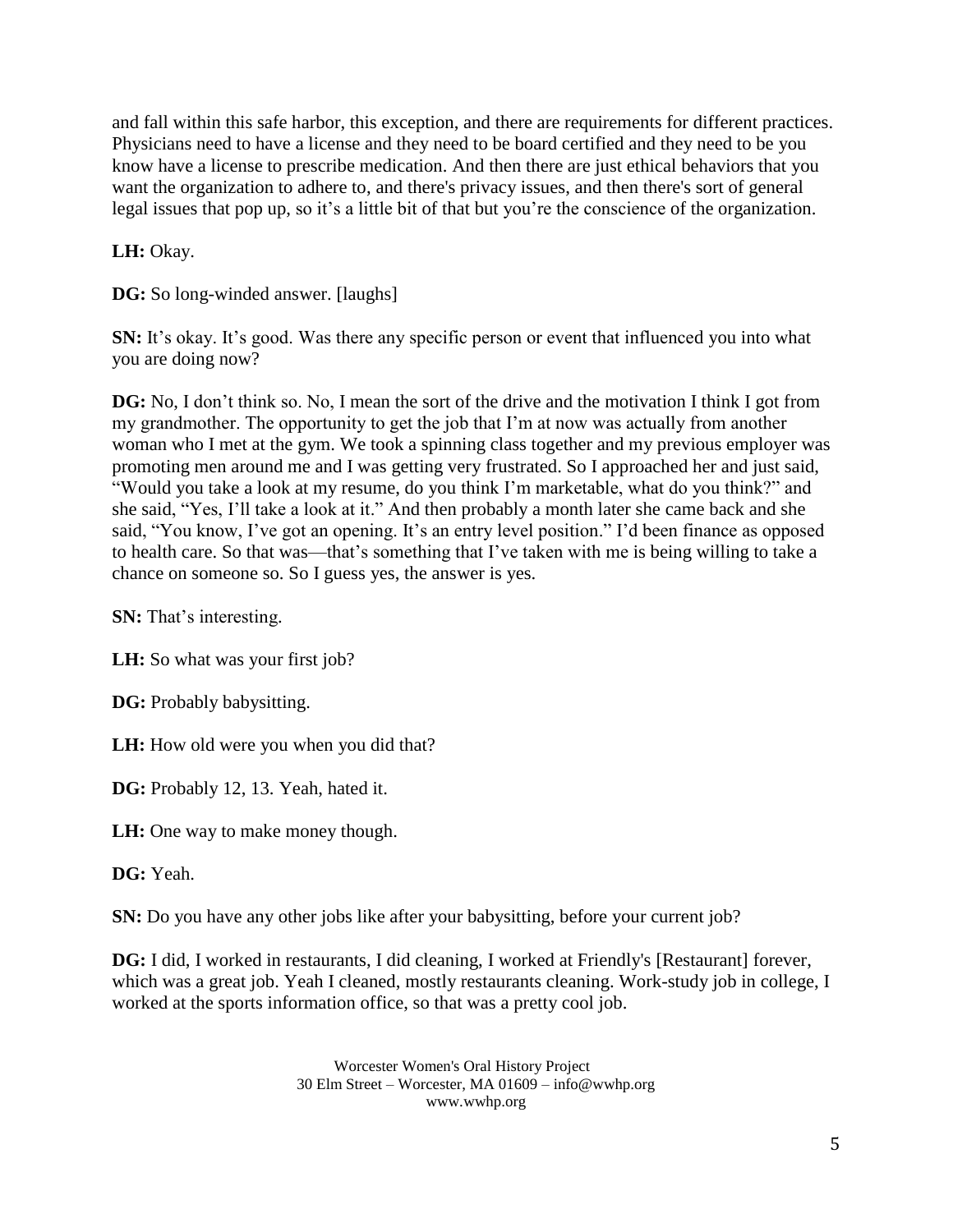and fall within this safe harbor, this exception, and there are requirements for different practices. Physicians need to have a license and they need to be board certified and they need to be you know have a license to prescribe medication. And then there are just ethical behaviors that you want the organization to adhere to, and there's privacy issues, and then there's sort of general legal issues that pop up, so it's a little bit of that but you're the conscience of the organization.

**LH:** Okay.

**DG:** So long-winded answer. [laughs]

**SN:** It's okay. It's good. Was there any specific person or event that influenced you into what you are doing now?

**DG:** No, I don't think so. No, I mean the sort of the drive and the motivation I think I got from my grandmother. The opportunity to get the job that I'm at now was actually from another woman who I met at the gym. We took a spinning class together and my previous employer was promoting men around me and I was getting very frustrated. So I approached her and just said, "Would you take a look at my resume, do you think I'm marketable, what do you think?" and she said, "Yes, I'll take a look at it." And then probably a month later she came back and she said, "You know, I've got an opening. It's an entry level position." I'd been finance as opposed to health care. So that was—that's something that I've taken with me is being willing to take a chance on someone so. So I guess yes, the answer is yes.

**SN:** That's interesting.

**LH:** So what was your first job?

**DG:** Probably babysitting.

**LH:** How old were you when you did that?

**DG:** Probably 12, 13. Yeah, hated it.

**LH:** One way to make money though.

**DG:** Yeah.

**SN:** Do you have any other jobs like after your babysitting, before your current job?

**DG:** I did, I worked in restaurants, I did cleaning, I worked at Friendly's [Restaurant] forever, which was a great job. Yeah I cleaned, mostly restaurants cleaning. Work-study job in college, I worked at the sports information office, so that was a pretty cool job.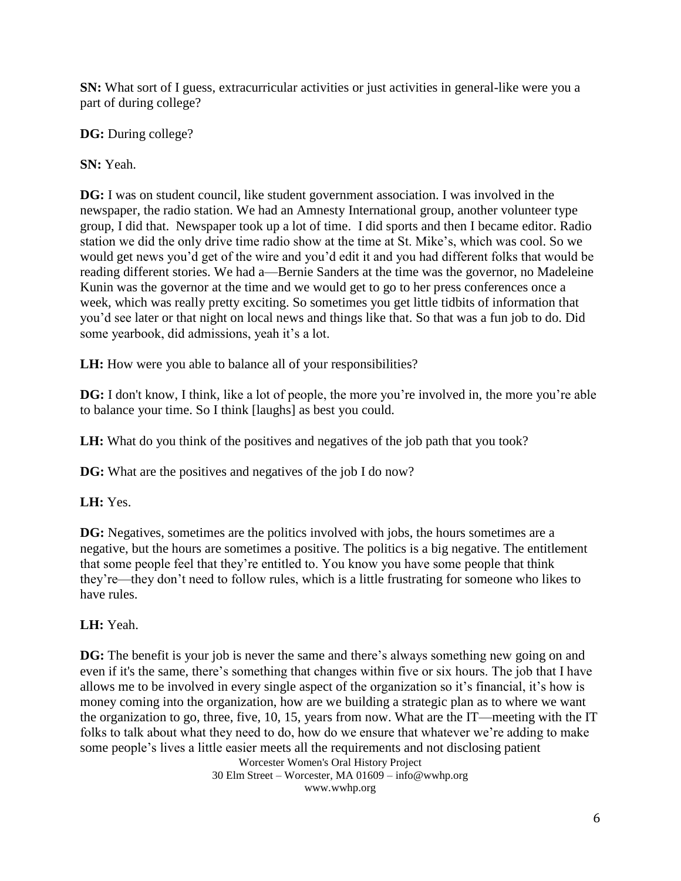**SN:** What sort of I guess, extracurricular activities or just activities in general-like were you a part of during college?

**DG:** During college?

**SN:** Yeah.

**DG:** I was on student council, like student government association. I was involved in the newspaper, the radio station. We had an Amnesty International group, another volunteer type group, I did that. Newspaper took up a lot of time. I did sports and then I became editor. Radio station we did the only drive time radio show at the time at St. Mike's, which was cool. So we would get news you'd get of the wire and you'd edit it and you had different folks that would be reading different stories. We had a—Bernie Sanders at the time was the governor, no Madeleine Kunin was the governor at the time and we would get to go to her press conferences once a week, which was really pretty exciting. So sometimes you get little tidbits of information that you'd see later or that night on local news and things like that. So that was a fun job to do. Did some yearbook, did admissions, yeah it's a lot.

**LH:** How were you able to balance all of your responsibilities?

**DG:** I don't know, I think, like a lot of people, the more you're involved in, the more you're able to balance your time. So I think [laughs] as best you could.

**LH:** What do you think of the positives and negatives of the job path that you took?

**DG:** What are the positives and negatives of the job I do now?

**LH:** Yes.

**DG:** Negatives, sometimes are the politics involved with jobs, the hours sometimes are a negative, but the hours are sometimes a positive. The politics is a big negative. The entitlement that some people feel that they're entitled to. You know you have some people that think they're—they don't need to follow rules, which is a little frustrating for someone who likes to have rules.

**LH:** Yeah.

**DG:** The benefit is your job is never the same and there's always something new going on and even if it's the same, there's something that changes within five or six hours. The job that I have allows me to be involved in every single aspect of the organization so it's financial, it's how is money coming into the organization, how are we building a strategic plan as to where we want the organization to go, three, five, 10, 15, years from now. What are the IT—meeting with the IT folks to talk about what they need to do, how do we ensure that whatever we're adding to make some people's lives a little easier meets all the requirements and not disclosing patient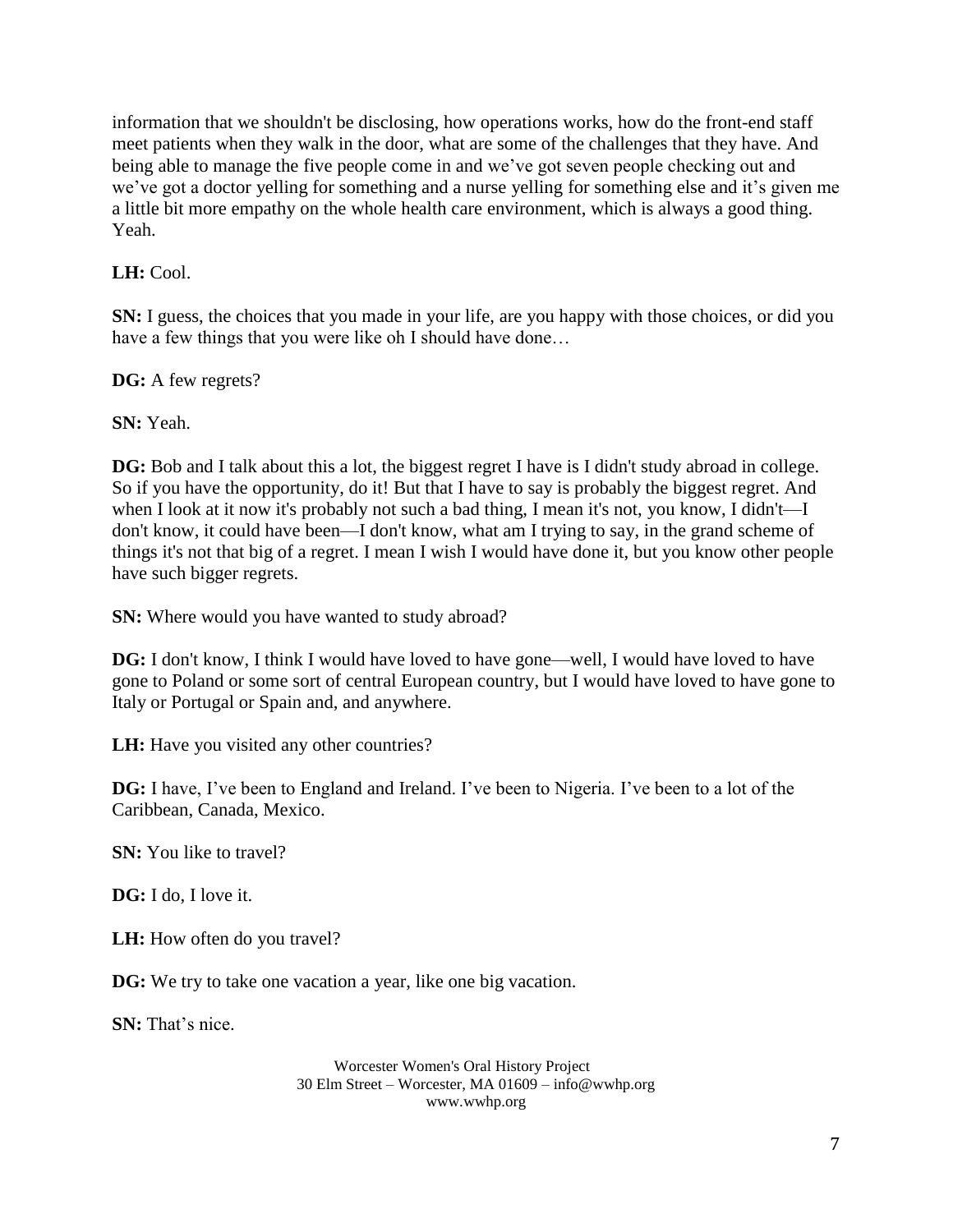information that we shouldn't be disclosing, how operations works, how do the front-end staff meet patients when they walk in the door, what are some of the challenges that they have. And being able to manage the five people come in and we've got seven people checking out and we've got a doctor yelling for something and a nurse yelling for something else and it's given me a little bit more empathy on the whole health care environment, which is always a good thing. Yeah.

**LH:** Cool.

**SN:** I guess, the choices that you made in your life, are you happy with those choices, or did you have a few things that you were like oh I should have done…

**DG:** A few regrets?

**SN:** Yeah.

**DG:** Bob and I talk about this a lot, the biggest regret I have is I didn't study abroad in college. So if you have the opportunity, do it! But that I have to say is probably the biggest regret. And when I look at it now it's probably not such a bad thing, I mean it's not, you know, I didn't—I don't know, it could have been—I don't know, what am I trying to say, in the grand scheme of things it's not that big of a regret. I mean I wish I would have done it, but you know other people have such bigger regrets.

**SN:** Where would you have wanted to study abroad?

**DG:** I don't know, I think I would have loved to have gone—well, I would have loved to have gone to Poland or some sort of central European country, but I would have loved to have gone to Italy or Portugal or Spain and, and anywhere.

**LH:** Have you visited any other countries?

**DG:** I have, I've been to England and Ireland. I've been to Nigeria. I've been to a lot of the Caribbean, Canada, Mexico.

**SN:** You like to travel?

**DG:** I do, I love it.

**LH:** How often do you travel?

**DG:** We try to take one vacation a year, like one big vacation.

**SN:** That's nice.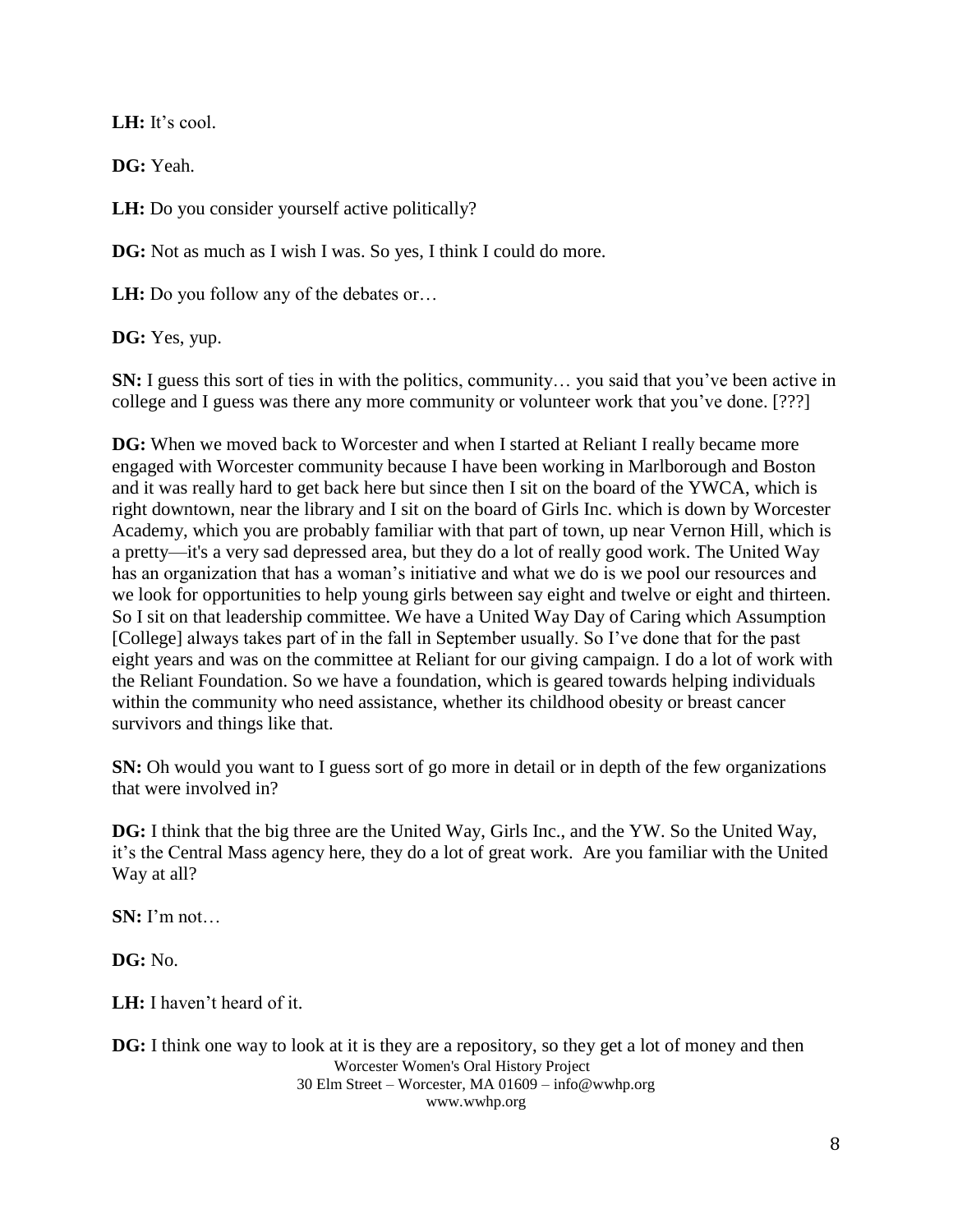**LH:** It's cool.

**DG:** Yeah.

**LH:** Do you consider yourself active politically?

**DG:** Not as much as I wish I was. So yes, I think I could do more.

**LH:** Do you follow any of the debates or…

**DG:** Yes, yup.

**SN:** I guess this sort of ties in with the politics, community… you said that you've been active in college and I guess was there any more community or volunteer work that you've done. [???]

**DG:** When we moved back to Worcester and when I started at Reliant I really became more engaged with Worcester community because I have been working in Marlborough and Boston and it was really hard to get back here but since then I sit on the board of the YWCA, which is right downtown, near the library and I sit on the board of Girls Inc. which is down by Worcester Academy, which you are probably familiar with that part of town, up near Vernon Hill, which is a pretty—it's a very sad depressed area, but they do a lot of really good work. The United Way has an organization that has a woman's initiative and what we do is we pool our resources and we look for opportunities to help young girls between say eight and twelve or eight and thirteen. So I sit on that leadership committee. We have a United Way Day of Caring which Assumption [College] always takes part of in the fall in September usually. So I've done that for the past eight years and was on the committee at Reliant for our giving campaign. I do a lot of work with the Reliant Foundation. So we have a foundation, which is geared towards helping individuals within the community who need assistance, whether its childhood obesity or breast cancer survivors and things like that.

**SN:** Oh would you want to I guess sort of go more in detail or in depth of the few organizations that were involved in?

**DG:** I think that the big three are the United Way, Girls Inc., and the YW. So the United Way, it's the Central Mass agency here, they do a lot of great work. Are you familiar with the United Way at all?

**SN:** I'm not…

**DG:** No.

**LH:** I haven't heard of it.

**DG:** I think one way to look at it is they are a repository, so they get a lot of money and then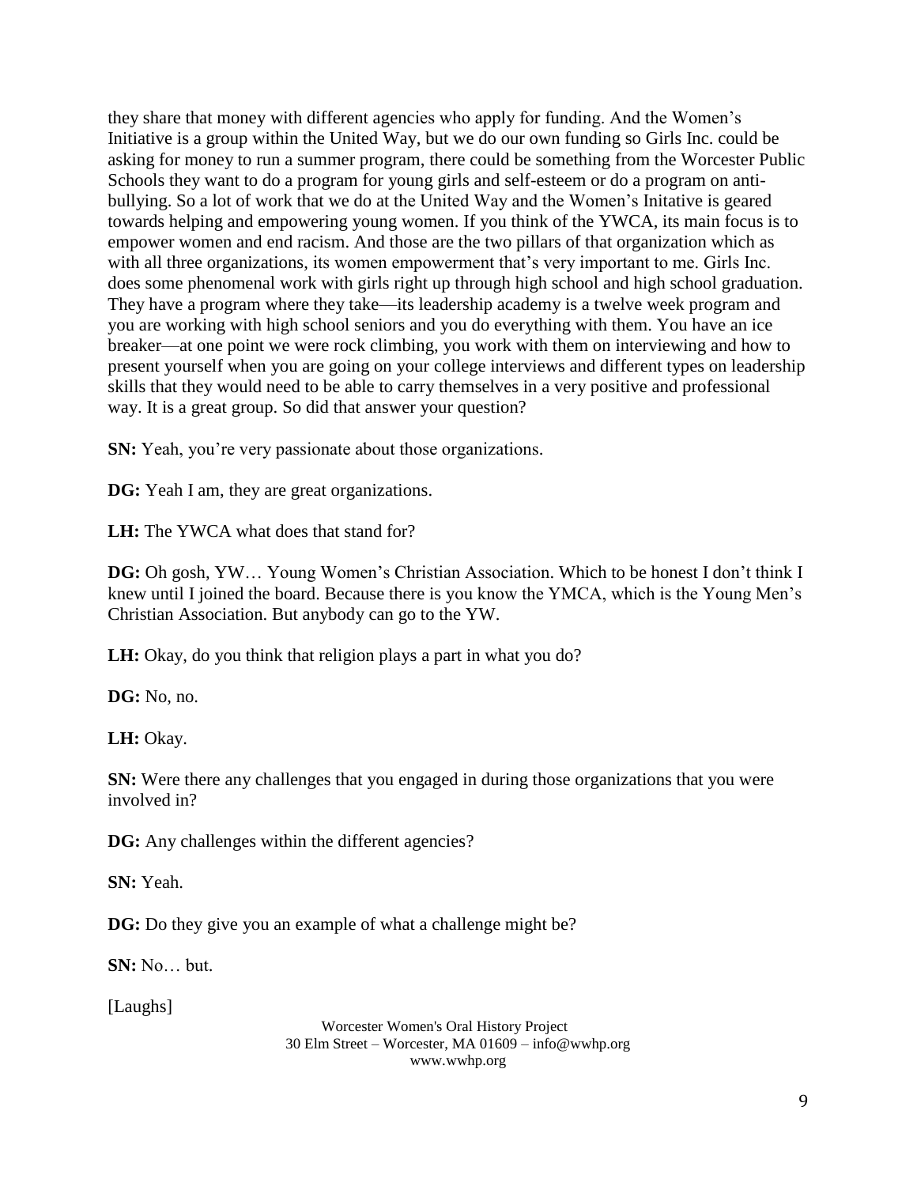they share that money with different agencies who apply for funding. And the Women's Initiative is a group within the United Way, but we do our own funding so Girls Inc. could be asking for money to run a summer program, there could be something from the Worcester Public Schools they want to do a program for young girls and self-esteem or do a program on anti-bullying. So a lot of work that we do at the United Way and the Women's Initative is geared towards helping and empowering young women. If you think of the YWCA, its main focus is to empower women and end racism. And those are the two pillars of that organization which as with all three organizations, its women empowerment that's very important to me. Girls Inc. does some phenomenal work with girls right up through high school and high school graduation. They have a program where they take—its leadership academy is a twelve week program and you are working with high school seniors and you do everything with them. You have an ice breaker—at one point we were rock climbing, you work with them on interviewing and how to present yourself when you are going on your college interviews and different types on leadership skills that they would need to be able to carry themselves in a very positive and professional way. It is a great group. So did that answer your question?

**SN:** Yeah, you're very passionate about those organizations.

**DG:** Yeah I am, they are great organizations.

**LH:** The YWCA what does that stand for?

**DG:** Oh gosh, YW… Young Women's Christian Association. Which to be honest I don't think I knew until I joined the board. Because there is you know the YMCA, which is the Young Men's Christian Association. But anybody can go to the YW.

**LH:** Okay, do you think that religion plays a part in what you do?

**DG:** No, no.

**LH:** Okay.

**SN:** Were there any challenges that you engaged in during those organizations that you were involved in?

**DG:** Any challenges within the different agencies?

**SN:** Yeah.

**DG:** Do they give you an example of what a challenge might be?

**SN:** No… but.

[Laughs]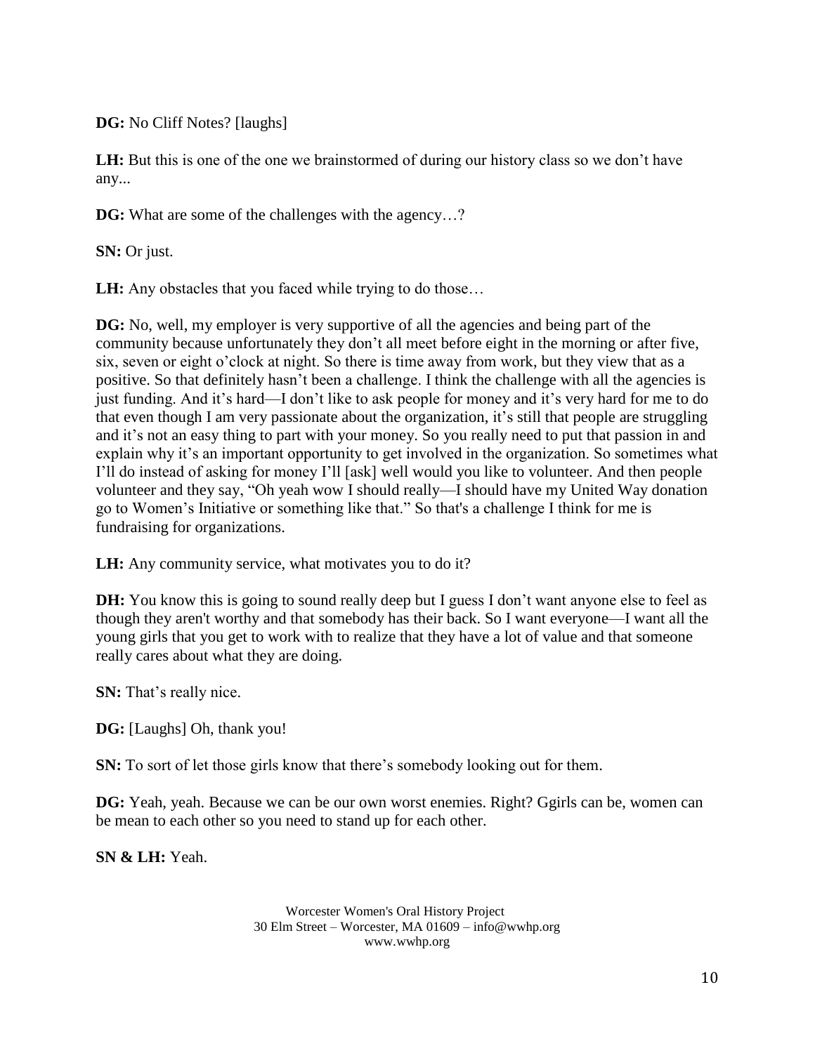**DG:** No Cliff Notes? [laughs]

**LH:** But this is one of the one we brainstormed of during our history class so we don't have any...

**DG:** What are some of the challenges with the agency…?

**SN:** Or just.

**LH:** Any obstacles that you faced while trying to do those…

**DG:** No, well, my employer is very supportive of all the agencies and being part of the community because unfortunately they don't all meet before eight in the morning or after five, six, seven or eight o'clock at night. So there is time away from work, but they view that as a positive. So that definitely hasn't been a challenge. I think the challenge with all the agencies is just funding. And it's hard—I don't like to ask people for money and it's very hard for me to do that even though I am very passionate about the organization, it's still that people are struggling and it's not an easy thing to part with your money. So you really need to put that passion in and explain why it's an important opportunity to get involved in the organization. So sometimes what I'll do instead of asking for money I'll [ask] well would you like to volunteer. And then people volunteer and they say, "Oh yeah wow I should really—I should have my United Way donation go to Women's Initiative or something like that." So that's a challenge I think for me is fundraising for organizations.

**LH:** Any community service, what motivates you to do it?

**DH:** You know this is going to sound really deep but I guess I don't want anyone else to feel as though they aren't worthy and that somebody has their back. So I want everyone—I want all the young girls that you get to work with to realize that they have a lot of value and that someone really cares about what they are doing.

**SN:** That's really nice.

**DG:** [Laughs] Oh, thank you!

**SN:** To sort of let those girls know that there's somebody looking out for them.

**DG:** Yeah, yeah. Because we can be our own worst enemies. Right? Ggirls can be, women can be mean to each other so you need to stand up for each other.

**SN & LH:** Yeah.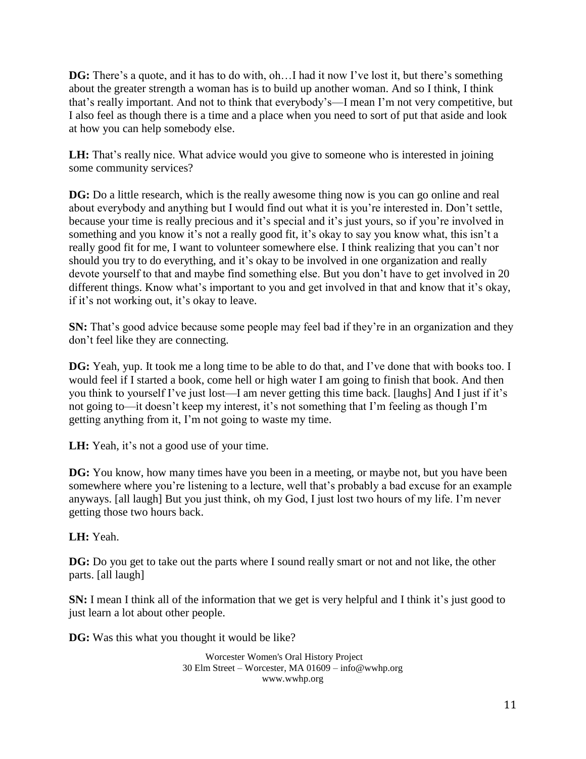**DG:** There's a quote, and it has to do with, oh…I had it now I've lost it, but there's something about the greater strength a woman has is to build up another woman. And so I think, I think that's really important. And not to think that everybody's—I mean I'm not very competitive, but I also feel as though there is a time and a place when you need to sort of put that aside and look at how you can help somebody else.

**LH:** That's really nice. What advice would you give to someone who is interested in joining some community services?

**DG:** Do a little research, which is the really awesome thing now is you can go online and real about everybody and anything but I would find out what it is you're interested in. Don't settle, because your time is really precious and it's special and it's just yours, so if you're involved in something and you know it's not a really good fit, it's okay to say you know what, this isn't a really good fit for me, I want to volunteer somewhere else. I think realizing that you can't nor should you try to do everything, and it's okay to be involved in one organization and really devote yourself to that and maybe find something else. But you don't have to get involved in 20 different things. Know what's important to you and get involved in that and know that it's okay, if it's not working out, it's okay to leave.

**SN:** That's good advice because some people may feel bad if they're in an organization and they don't feel like they are connecting.

**DG:** Yeah, yup. It took me a long time to be able to do that, and I've done that with books too. I would feel if I started a book, come hell or high water I am going to finish that book. And then you think to yourself I've just lost—I am never getting this time back. [laughs] And I just if it's not going to—it doesn't keep my interest, it's not something that I'm feeling as though I'm getting anything from it, I'm not going to waste my time.

**LH:** Yeah, it's not a good use of your time.

**DG:** You know, how many times have you been in a meeting, or maybe not, but you have been somewhere where you're listening to a lecture, well that's probably a bad excuse for an example anyways. [all laugh] But you just think, oh my God, I just lost two hours of my life. I'm never getting those two hours back.

**LH:** Yeah.

**DG:** Do you get to take out the parts where I sound really smart or not and not like, the other parts. [all laugh]

**SN:** I mean I think all of the information that we get is very helpful and I think it's just good to just learn a lot about other people.

**DG:** Was this what you thought it would be like?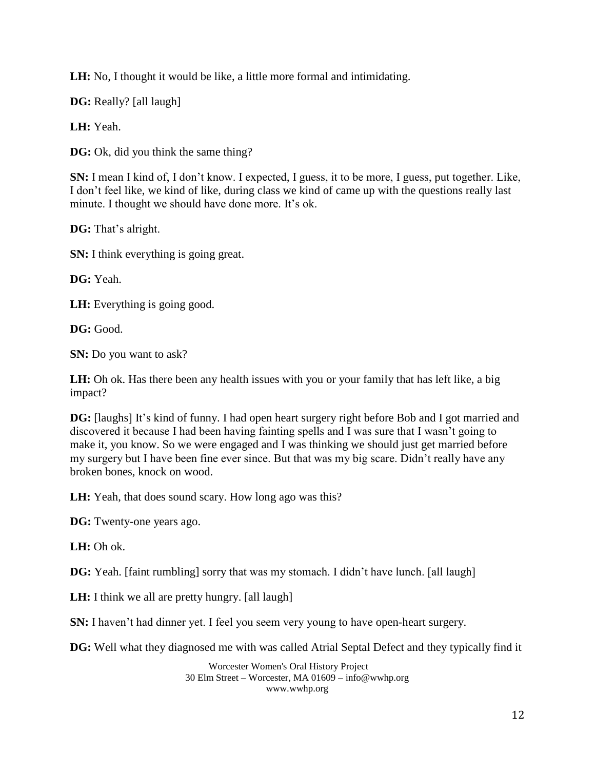**LH:** No, I thought it would be like, a little more formal and intimidating.

**DG:** Really? [all laugh]

**LH:** Yeah.

**DG:** Ok, did you think the same thing?

**SN:** I mean I kind of, I don't know. I expected, I guess, it to be more, I guess, put together. Like, I don't feel like, we kind of like, during class we kind of came up with the questions really last minute. I thought we should have done more. It's ok.

**DG:** That's alright.

**SN:** I think everything is going great.

**DG:** Yeah.

**LH:** Everything is going good.

**DG:** Good.

**SN:** Do you want to ask?

**LH:** Oh ok. Has there been any health issues with you or your family that has left like, a big impact?

**DG:** [laughs] It's kind of funny. I had open heart surgery right before Bob and I got married and discovered it because I had been having fainting spells and I was sure that I wasn't going to make it, you know. So we were engaged and I was thinking we should just get married before my surgery but I have been fine ever since. But that was my big scare. Didn't really have any broken bones, knock on wood.

**LH:** Yeah, that does sound scary. How long ago was this?

**DG:** Twenty-one years ago.

**LH:** Oh ok.

**DG:** Yeah. [faint rumbling] sorry that was my stomach. I didn't have lunch. [all laugh]

**LH:** I think we all are pretty hungry. [all laugh]

**SN:** I haven't had dinner yet. I feel you seem very young to have open-heart surgery.

**DG:** Well what they diagnosed me with was called Atrial Septal Defect and they typically find it

Worcester Women's Oral History Project
30 Elm Street – Worcester, MA 01609 – info@wwhp.org
www.wwhp.org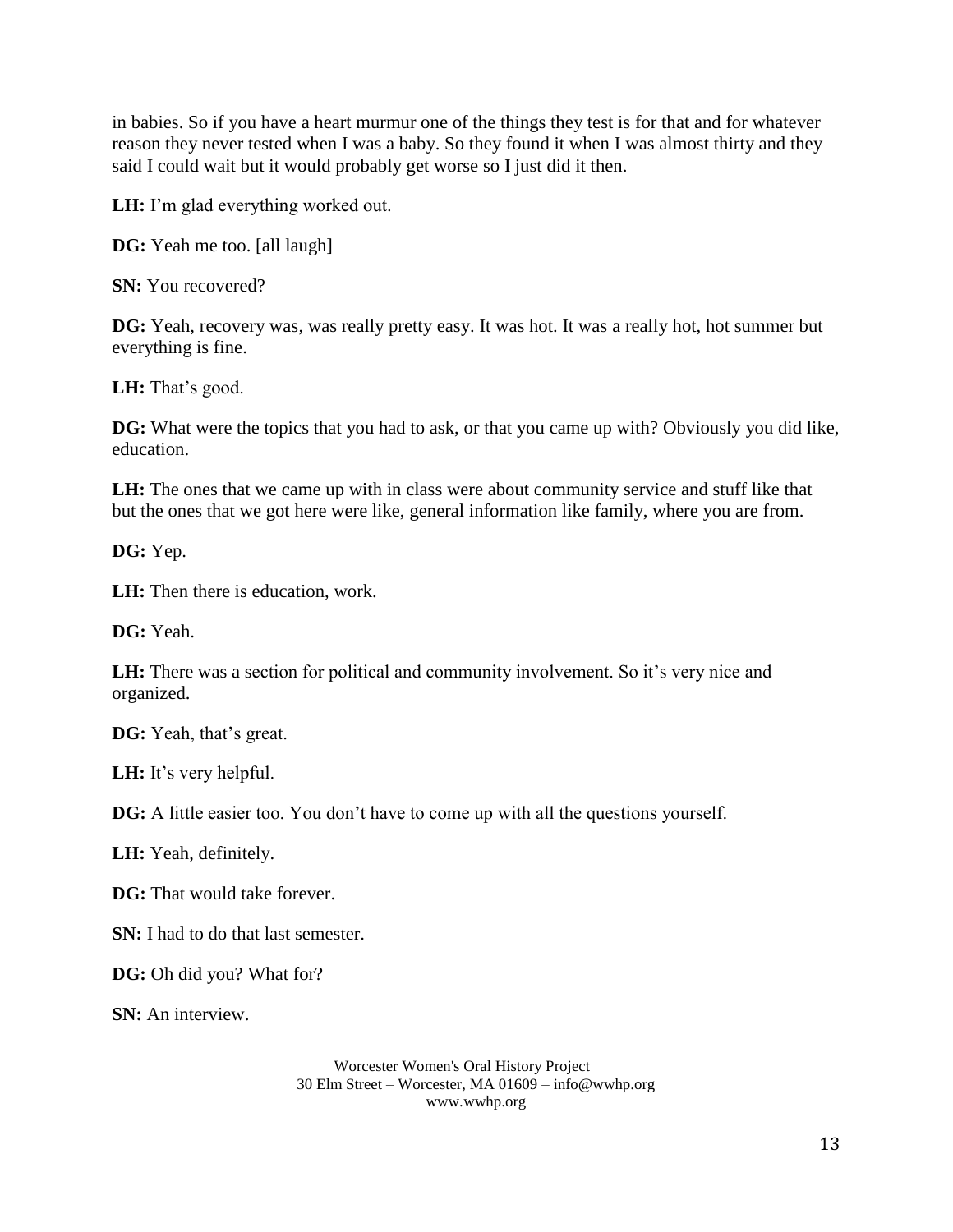in babies. So if you have a heart murmur one of the things they test is for that and for whatever reason they never tested when I was a baby. So they found it when I was almost thirty and they said I could wait but it would probably get worse so I just did it then.

**LH:** I'm glad everything worked out.

**DG:** Yeah me too. [all laugh]

**SN:** You recovered?

**DG:** Yeah, recovery was, was really pretty easy. It was hot. It was a really hot, hot summer but everything is fine.

**LH:** That's good.

**DG:** What were the topics that you had to ask, or that you came up with? Obviously you did like, education.

**LH:** The ones that we came up with in class were about community service and stuff like that but the ones that we got here were like, general information like family, where you are from.

**DG:** Yep.

**LH:** Then there is education, work.

**DG:** Yeah.

**LH:** There was a section for political and community involvement. So it's very nice and organized.

**DG:** Yeah, that's great.

**LH:** It's very helpful.

**DG:** A little easier too. You don't have to come up with all the questions yourself.

**LH:** Yeah, definitely.

**DG:** That would take forever.

**SN:** I had to do that last semester.

**DG:** Oh did you? What for?

**SN:** An interview.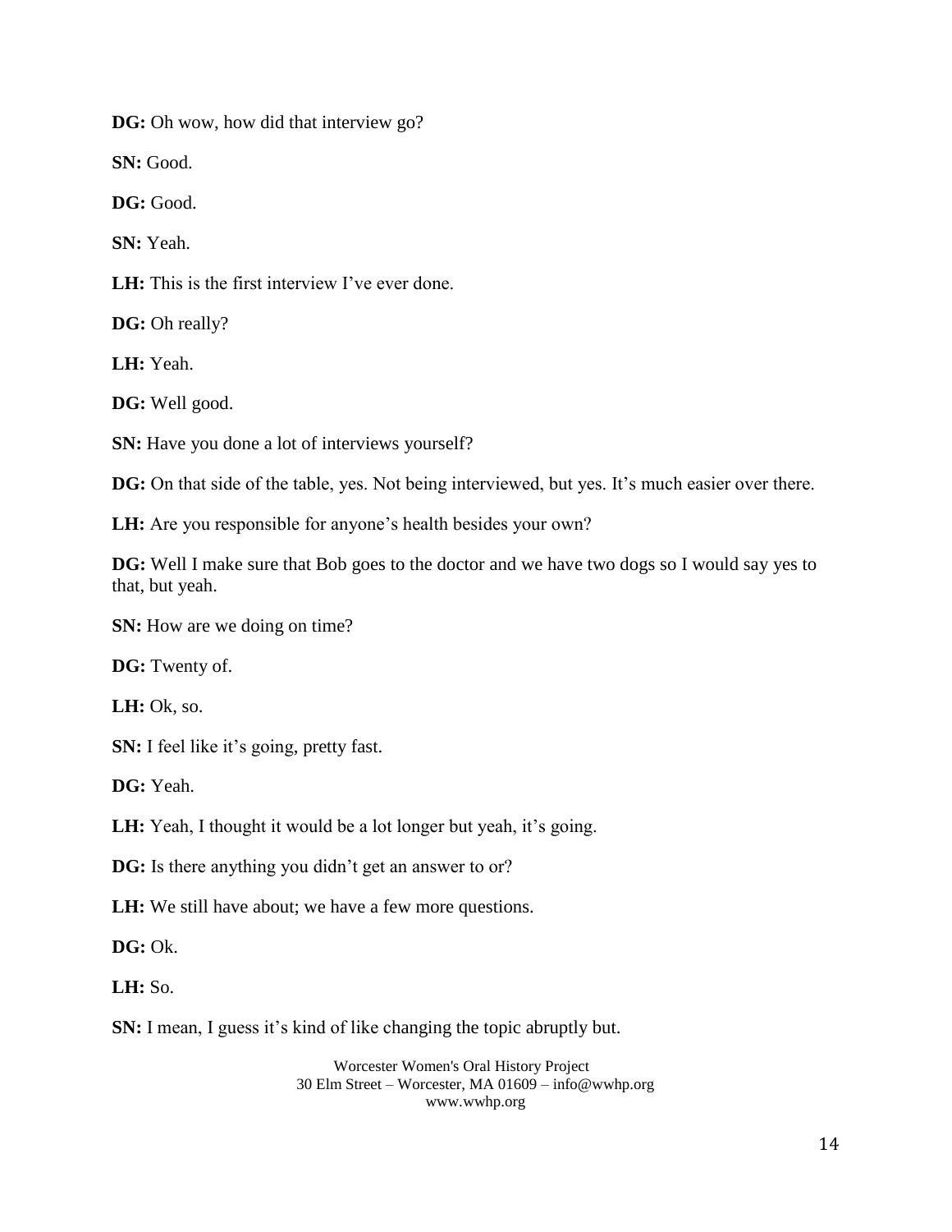**DG:** Oh wow, how did that interview go?

**SN:** Good.

**DG:** Good.

**SN:** Yeah.

**LH:** This is the first interview I've ever done.

**DG:** Oh really?

**LH:** Yeah.

**DG:** Well good.

**SN:** Have you done a lot of interviews yourself?

**DG:** On that side of the table, yes. Not being interviewed, but yes. It's much easier over there.

**LH:** Are you responsible for anyone's health besides your own?

**DG:** Well I make sure that Bob goes to the doctor and we have two dogs so I would say yes to that, but yeah.

**SN:** How are we doing on time?

**DG:** Twenty of.

**LH:** Ok, so.

**SN:** I feel like it's going, pretty fast.

**DG:** Yeah.

**LH:** Yeah, I thought it would be a lot longer but yeah, it's going.

**DG:** Is there anything you didn't get an answer to or?

**LH:** We still have about; we have a few more questions.

**DG:** Ok.

**LH:** So.

**SN:** I mean, I guess it's kind of like changing the topic abruptly but.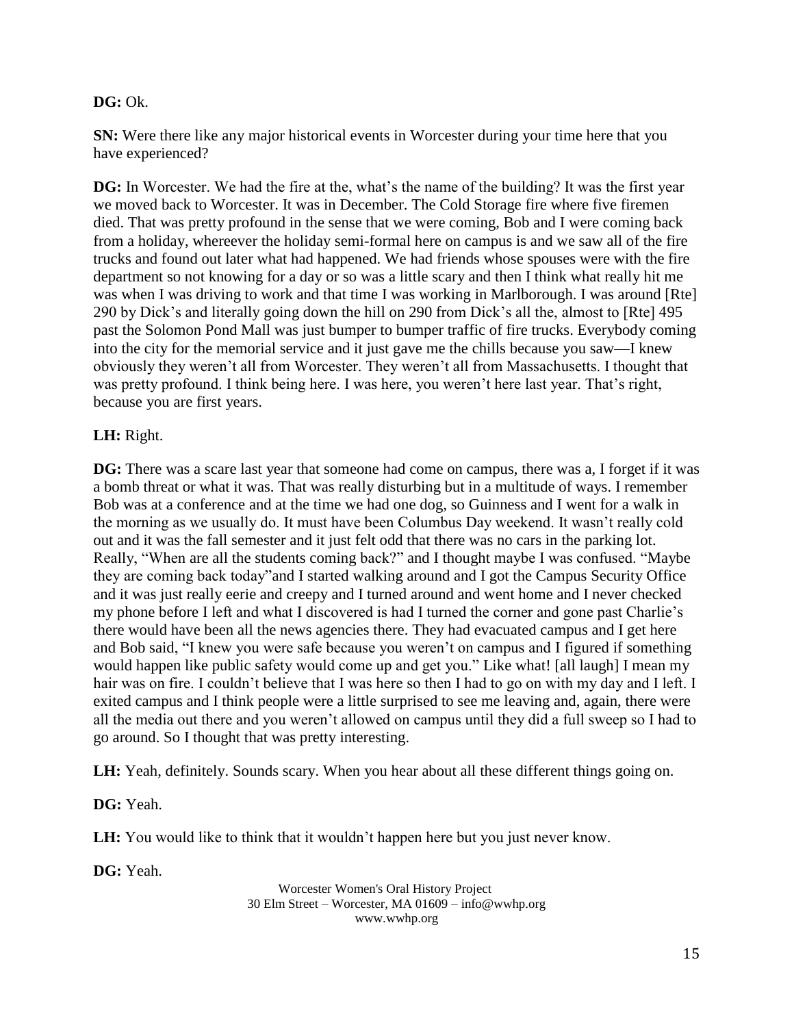**DG:** Ok.

**SN:** Were there like any major historical events in Worcester during your time here that you have experienced?

**DG:** In Worcester. We had the fire at the, what's the name of the building? It was the first year we moved back to Worcester. It was in December. The Cold Storage fire where five firemen died. That was pretty profound in the sense that we were coming, Bob and I were coming back from a holiday, whereever the holiday semi-formal here on campus is and we saw all of the fire trucks and found out later what had happened. We had friends whose spouses were with the fire department so not knowing for a day or so was a little scary and then I think what really hit me was when I was driving to work and that time I was working in Marlborough. I was around [Rte] 290 by Dick's and literally going down the hill on 290 from Dick's all the, almost to [Rte] 495 past the Solomon Pond Mall was just bumper to bumper traffic of fire trucks. Everybody coming into the city for the memorial service and it just gave me the chills because you saw—I knew obviously they weren't all from Worcester. They weren't all from Massachusetts. I thought that was pretty profound. I think being here. I was here, you weren't here last year. That's right, because you are first years.

**LH:** Right.

**DG:** There was a scare last year that someone had come on campus, there was a, I forget if it was a bomb threat or what it was. That was really disturbing but in a multitude of ways. I remember Bob was at a conference and at the time we had one dog, so Guinness and I went for a walk in the morning as we usually do. It must have been Columbus Day weekend. It wasn't really cold out and it was the fall semester and it just felt odd that there was no cars in the parking lot. Really, "When are all the students coming back?" and I thought maybe I was confused. "Maybe they are coming back today"and I started walking around and I got the Campus Security Office and it was just really eerie and creepy and I turned around and went home and I never checked my phone before I left and what I discovered is had I turned the corner and gone past Charlie's there would have been all the news agencies there. They had evacuated campus and I get here and Bob said, "I knew you were safe because you weren't on campus and I figured if something would happen like public safety would come up and get you." Like what! [all laugh] I mean my hair was on fire. I couldn't believe that I was here so then I had to go on with my day and I left. I exited campus and I think people were a little surprised to see me leaving and, again, there were all the media out there and you weren't allowed on campus until they did a full sweep so I had to go around. So I thought that was pretty interesting.

**LH:** Yeah, definitely. Sounds scary. When you hear about all these different things going on.

**DG:** Yeah.

**LH:** You would like to think that it wouldn't happen here but you just never know.

**DG:** Yeah.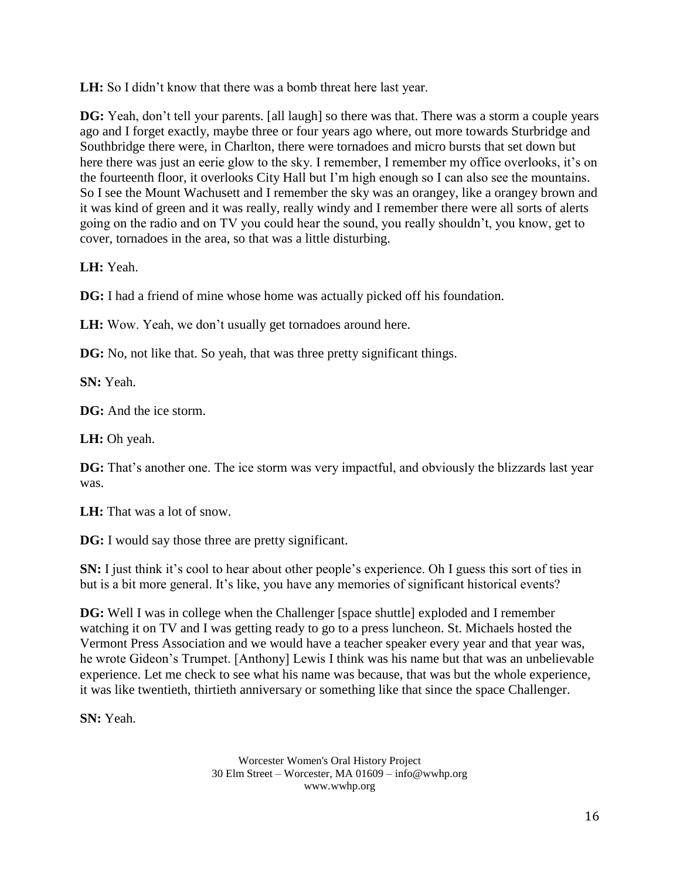**LH:** So I didn't know that there was a bomb threat here last year.

**DG:** Yeah, don't tell your parents. [all laugh] so there was that. There was a storm a couple years ago and I forget exactly, maybe three or four years ago where, out more towards Sturbridge and Southbridge there were, in Charlton, there were tornadoes and micro bursts that set down but here there was just an eerie glow to the sky. I remember, I remember my office overlooks, it's on the fourteenth floor, it overlooks City Hall but I'm high enough so I can also see the mountains. So I see the Mount Wachusett and I remember the sky was an orangey, like a orangey brown and it was kind of green and it was really, really windy and I remember there were all sorts of alerts going on the radio and on TV you could hear the sound, you really shouldn't, you know, get to cover, tornadoes in the area, so that was a little disturbing.

**LH:** Yeah.

**DG:** I had a friend of mine whose home was actually picked off his foundation.

**LH:** Wow. Yeah, we don't usually get tornadoes around here.

**DG:** No, not like that. So yeah, that was three pretty significant things.

**SN:** Yeah.

**DG:** And the ice storm.

**LH:** Oh yeah.

**DG:** That's another one. The ice storm was very impactful, and obviously the blizzards last year was.

**LH:** That was a lot of snow.

**DG:** I would say those three are pretty significant.

**SN:** I just think it's cool to hear about other people's experience. Oh I guess this sort of ties in but is a bit more general. It's like, you have any memories of significant historical events?

**DG:** Well I was in college when the Challenger [space shuttle] exploded and I remember watching it on TV and I was getting ready to go to a press luncheon. St. Michaels hosted the Vermont Press Association and we would have a teacher speaker every year and that year was, he wrote Gideon's Trumpet. [Anthony] Lewis I think was his name but that was an unbelievable experience. Let me check to see what his name was because, that was but the whole experience, it was like twentieth, thirtieth anniversary or something like that since the space Challenger.

**SN:** Yeah.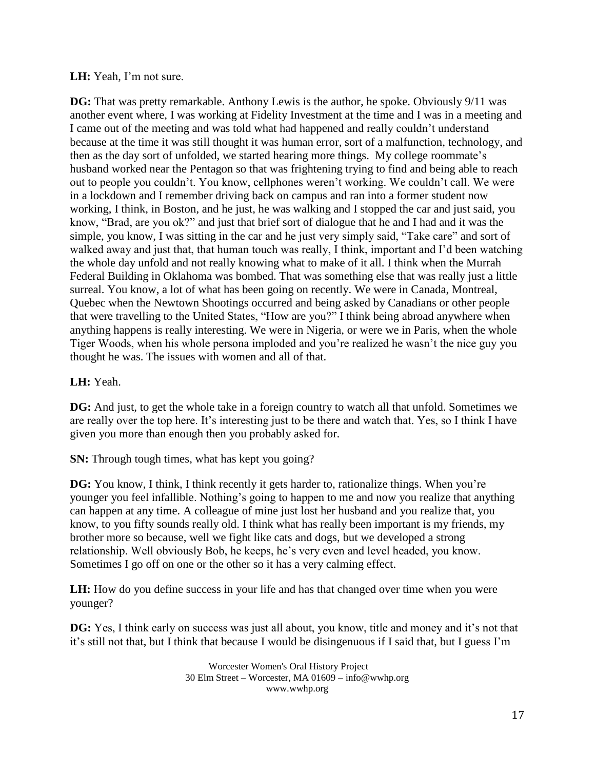**LH:** Yeah, I'm not sure.

**DG:** That was pretty remarkable. Anthony Lewis is the author, he spoke. Obviously 9/11 was another event where, I was working at Fidelity Investment at the time and I was in a meeting and I came out of the meeting and was told what had happened and really couldn't understand because at the time it was still thought it was human error, sort of a malfunction, technology, and then as the day sort of unfolded, we started hearing more things.  My college roommate's husband worked near the Pentagon so that was frightening trying to find and being able to reach out to people you couldn't. You know, cellphones weren't working. We couldn't call. We were in a lockdown and I remember driving back on campus and ran into a former student now working, I think, in Boston, and he just, he was walking and I stopped the car and just said, you know, "Brad, are you ok?" and just that brief sort of dialogue that he and I had and it was the simple, you know, I was sitting in the car and he just very simply said, "Take care" and sort of walked away and just that, that human touch was really, I think, important and I'd been watching the whole day unfold and not really knowing what to make of it all. I think when the Murrah Federal Building in Oklahoma was bombed. That was something else that was really just a little surreal. You know, a lot of what has been going on recently. We were in Canada, Montreal, Quebec when the Newtown Shootings occurred and being asked by Canadians or other people that were travelling to the United States, "How are you?" I think being abroad anywhere when anything happens is really interesting. We were in Nigeria, or were we in Paris, when the whole Tiger Woods, when his whole persona imploded and you're realized he wasn't the nice guy you thought he was. The issues with women and all of that.

**LH:** Yeah.

**DG:** And just, to get the whole take in a foreign country to watch all that unfold. Sometimes we are really over the top here. It's interesting just to be there and watch that. Yes, so I think I have given you more than enough then you probably asked for.

**SN:** Through tough times, what has kept you going?

**DG:** You know, I think, I think recently it gets harder to, rationalize things. When you're younger you feel infallible. Nothing's going to happen to me and now you realize that anything can happen at any time. A colleague of mine just lost her husband and you realize that, you know, to you fifty sounds really old. I think what has really been important is my friends, my brother more so because, well we fight like cats and dogs, but we developed a strong relationship. Well obviously Bob, he keeps, he's very even and level headed, you know. Sometimes I go off on one or the other so it has a very calming effect.

**LH:** How do you define success in your life and has that changed over time when you were younger?

**DG:** Yes, I think early on success was just all about, you know, title and money and it's not that it's still not that, but I think that because I would be disingenuous if I said that, but I guess I'm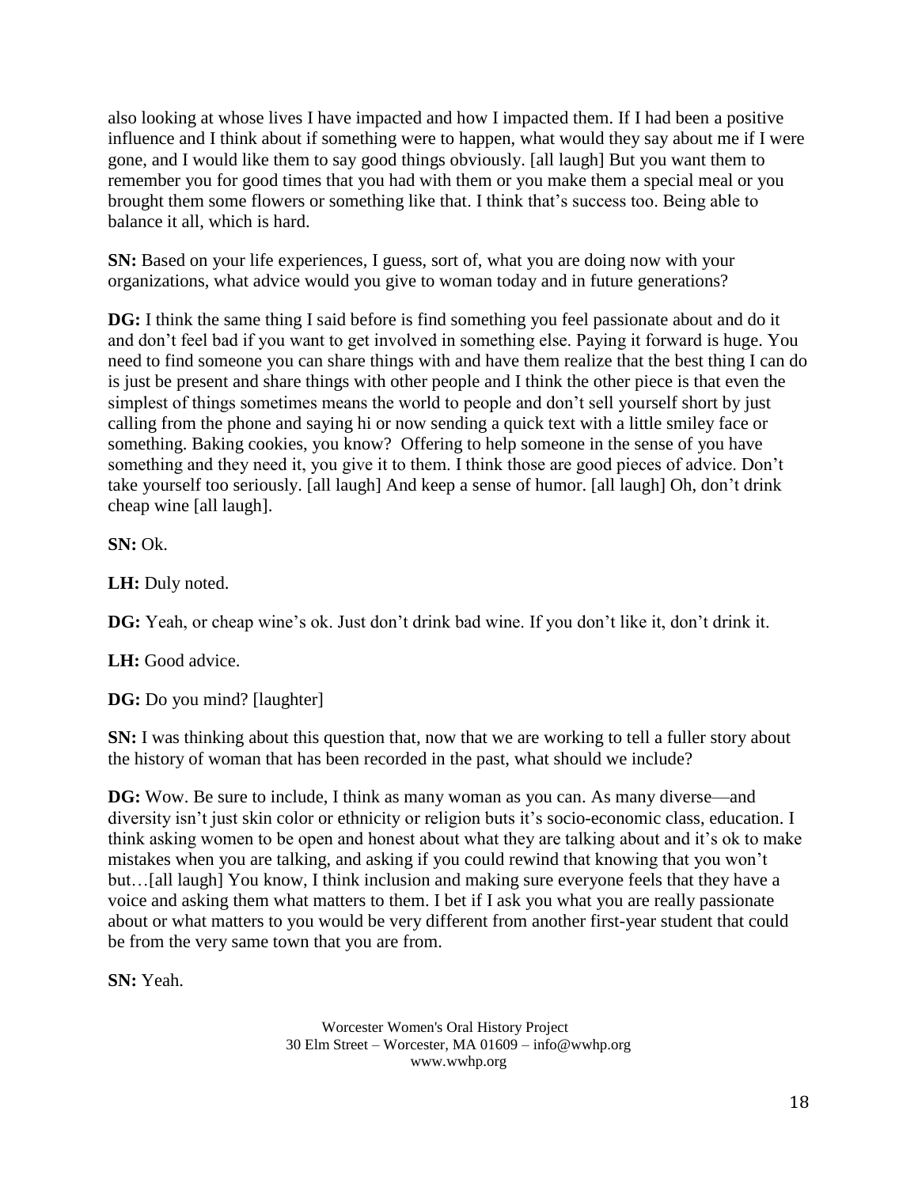also looking at whose lives I have impacted and how I impacted them. If I had been a positive influence and I think about if something were to happen, what would they say about me if I were gone, and I would like them to say good things obviously. [all laugh] But you want them to remember you for good times that you had with them or you make them a special meal or you brought them some flowers or something like that. I think that's success too. Being able to balance it all, which is hard.

**SN:** Based on your life experiences, I guess, sort of, what you are doing now with your organizations, what advice would you give to woman today and in future generations?

**DG:** I think the same thing I said before is find something you feel passionate about and do it and don't feel bad if you want to get involved in something else. Paying it forward is huge. You need to find someone you can share things with and have them realize that the best thing I can do is just be present and share things with other people and I think the other piece is that even the simplest of things sometimes means the world to people and don't sell yourself short by just calling from the phone and saying hi or now sending a quick text with a little smiley face or something. Baking cookies, you know? Offering to help someone in the sense of you have something and they need it, you give it to them. I think those are good pieces of advice. Don't take yourself too seriously. [all laugh] And keep a sense of humor. [all laugh] Oh, don't drink cheap wine [all laugh].

**SN:** Ok.

**LH:** Duly noted.

**DG:** Yeah, or cheap wine's ok. Just don't drink bad wine. If you don't like it, don't drink it.

**LH:** Good advice.

**DG:** Do you mind? [laughter]

**SN:** I was thinking about this question that, now that we are working to tell a fuller story about the history of woman that has been recorded in the past, what should we include?

**DG:** Wow. Be sure to include, I think as many woman as you can. As many diverse—and diversity isn't just skin color or ethnicity or religion buts it's socio-economic class, education. I think asking women to be open and honest about what they are talking about and it's ok to make mistakes when you are talking, and asking if you could rewind that knowing that you won't but…[all laugh] You know, I think inclusion and making sure everyone feels that they have a voice and asking them what matters to them. I bet if I ask you what you are really passionate about or what matters to you would be very different from another first-year student that could be from the very same town that you are from.

**SN:** Yeah.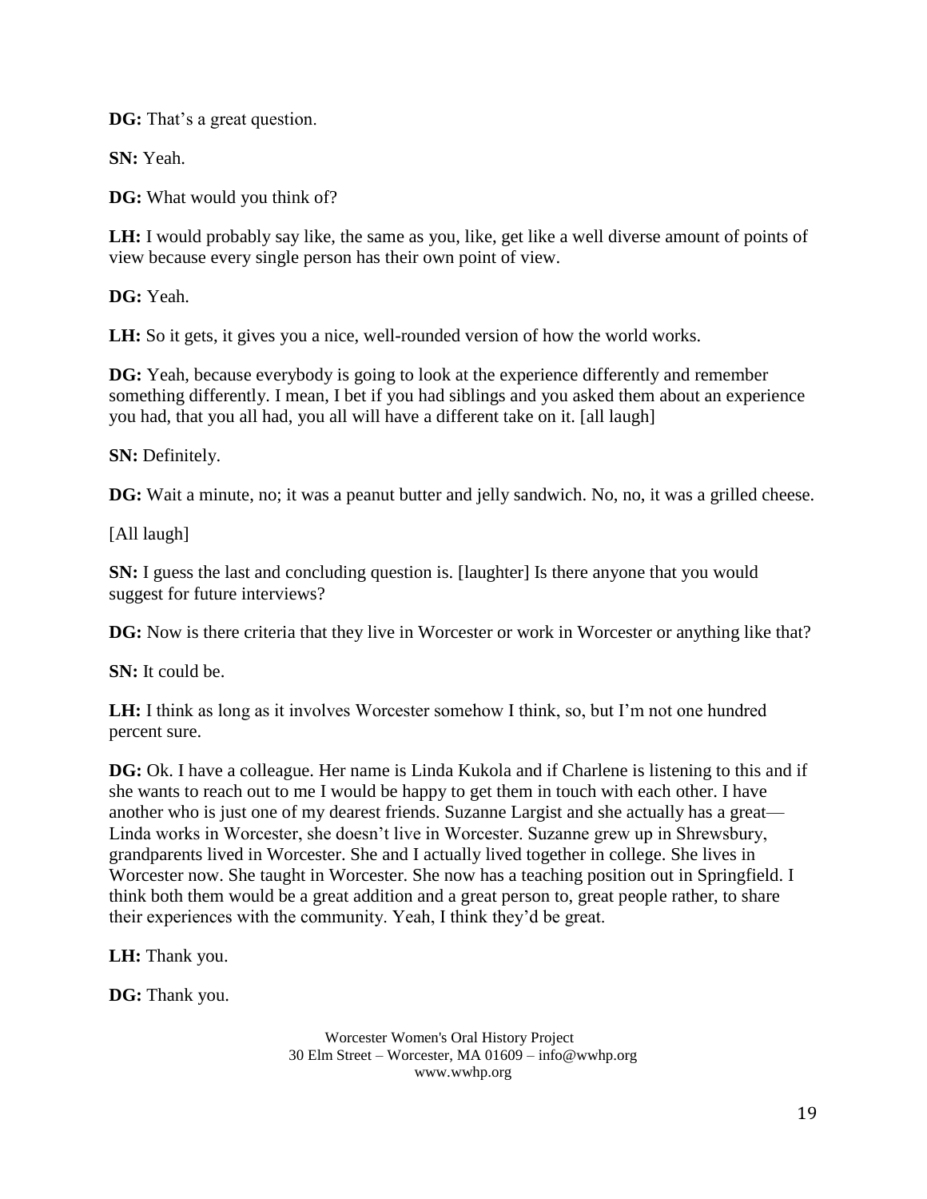**DG:** That's a great question.

**SN:** Yeah.

**DG:** What would you think of?

**LH:** I would probably say like, the same as you, like, get like a well diverse amount of points of view because every single person has their own point of view.

**DG:** Yeah.

**LH:** So it gets, it gives you a nice, well-rounded version of how the world works.

**DG:** Yeah, because everybody is going to look at the experience differently and remember something differently. I mean, I bet if you had siblings and you asked them about an experience you had, that you all had, you all will have a different take on it. [all laugh]

**SN:** Definitely.

**DG:** Wait a minute, no; it was a peanut butter and jelly sandwich. No, no, it was a grilled cheese.

[All laugh]

**SN:** I guess the last and concluding question is. [laughter] Is there anyone that you would suggest for future interviews?

**DG:** Now is there criteria that they live in Worcester or work in Worcester or anything like that?

**SN:** It could be.

**LH:** I think as long as it involves Worcester somehow I think, so, but I'm not one hundred percent sure.

**DG:** Ok. I have a colleague. Her name is Linda Kukola and if Charlene is listening to this and if she wants to reach out to me I would be happy to get them in touch with each other. I have another who is just one of my dearest friends. Suzanne Largist and she actually has a great— Linda works in Worcester, she doesn't live in Worcester. Suzanne grew up in Shrewsbury, grandparents lived in Worcester. She and I actually lived together in college. She lives in Worcester now. She taught in Worcester. She now has a teaching position out in Springfield. I think both them would be a great addition and a great person to, great people rather, to share their experiences with the community. Yeah, I think they'd be great.

**LH:** Thank you.

**DG:** Thank you.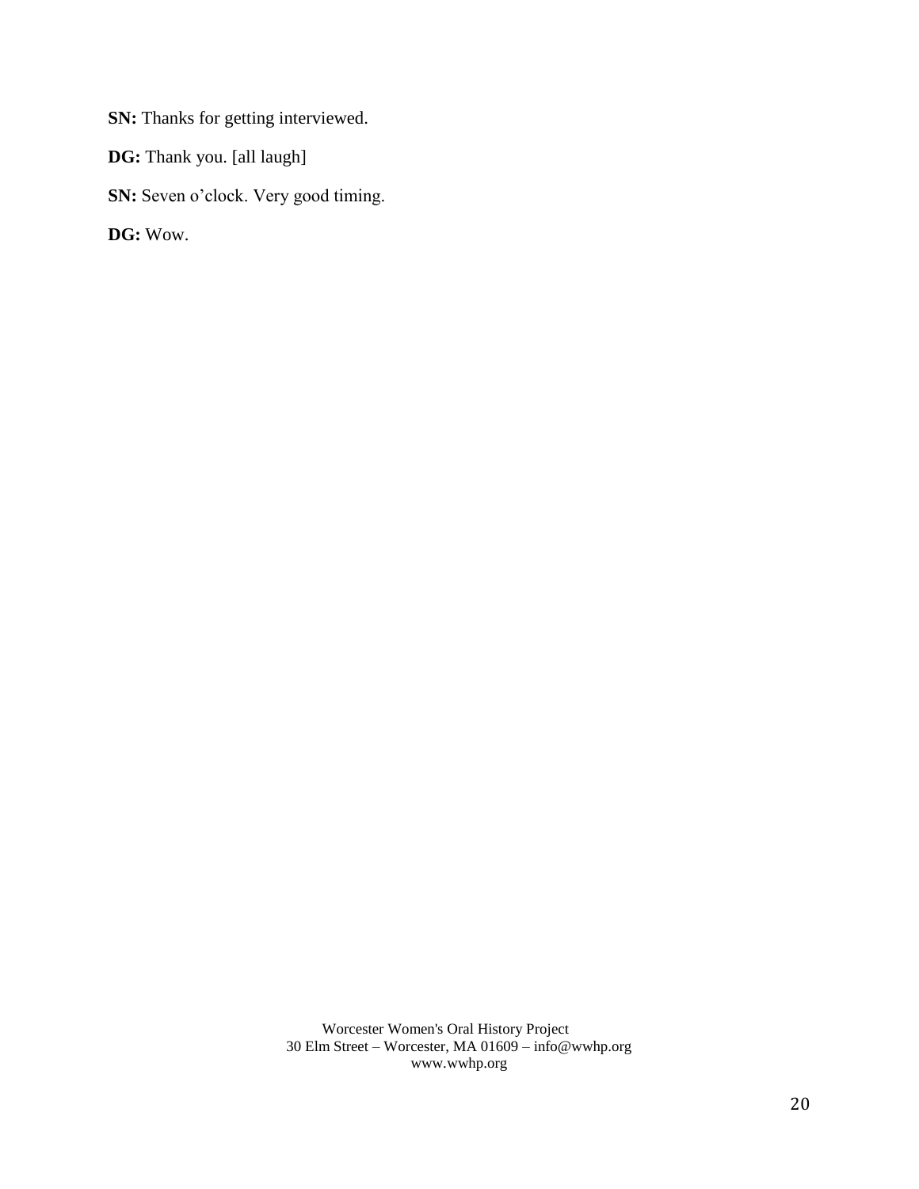**SN:** Thanks for getting interviewed.

**DG:** Thank you. [all laugh]

**SN:** Seven o'clock. Very good timing.

**DG:** Wow.